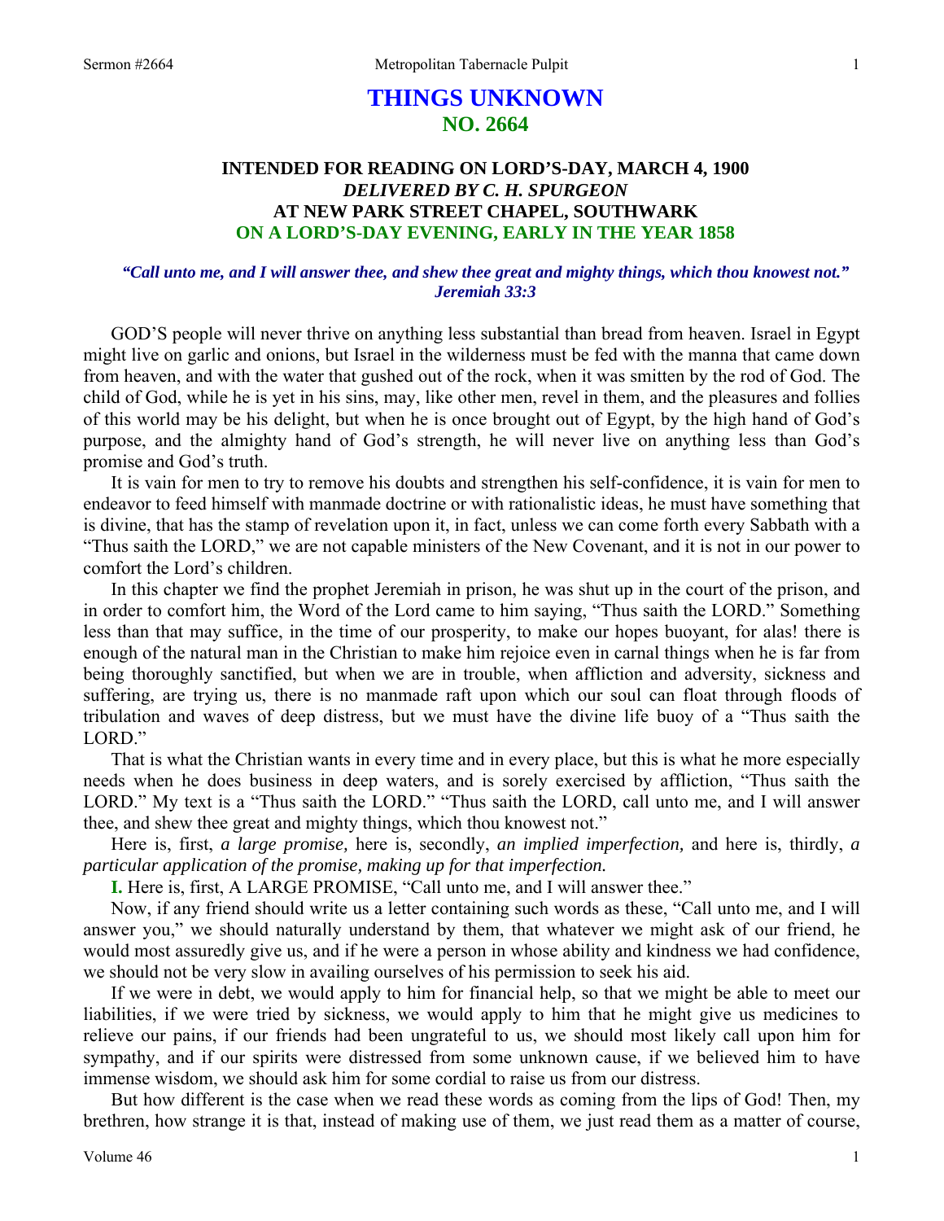# THINGS UNKNOWN
## NO. 2664

### INTENDED FOR READING ON LORD'S-DAY, MARCH 4, 1900
### *DELIVERED BY C. H. SPURGEON*
### AT NEW PARK STREET CHAPEL, SOUTHWARK
### ON A LORD'S-DAY EVENING, EARLY IN THE YEAR 1858

*"Call unto me, and I will answer thee, and shew thee great and mighty things, which thou knowest not." Jeremiah 33:3*

GOD'S people will never thrive on anything less substantial than bread from heaven. Israel in Egypt might live on garlic and onions, but Israel in the wilderness must be fed with the manna that came down from heaven, and with the water that gushed out of the rock, when it was smitten by the rod of God. The child of God, while he is yet in his sins, may, like other men, revel in them, and the pleasures and follies of this world may be his delight, but when he is once brought out of Egypt, by the high hand of God's purpose, and the almighty hand of God's strength, he will never live on anything less than God's promise and God's truth.

It is vain for men to try to remove his doubts and strengthen his self-confidence, it is vain for men to endeavor to feed himself with manmade doctrine or with rationalistic ideas, he must have something that is divine, that has the stamp of revelation upon it, in fact, unless we can come forth every Sabbath with a "Thus saith the LORD," we are not capable ministers of the New Covenant, and it is not in our power to comfort the Lord's children.

In this chapter we find the prophet Jeremiah in prison, he was shut up in the court of the prison, and in order to comfort him, the Word of the Lord came to him saying, "Thus saith the LORD." Something less than that may suffice, in the time of our prosperity, to make our hopes buoyant, for alas! there is enough of the natural man in the Christian to make him rejoice even in carnal things when he is far from being thoroughly sanctified, but when we are in trouble, when affliction and adversity, sickness and suffering, are trying us, there is no manmade raft upon which our soul can float through floods of tribulation and waves of deep distress, but we must have the divine life buoy of a "Thus saith the LORD."

That is what the Christian wants in every time and in every place, but this is what he more especially needs when he does business in deep waters, and is sorely exercised by affliction, "Thus saith the LORD." My text is a "Thus saith the LORD." "Thus saith the LORD, call unto me, and I will answer thee, and shew thee great and mighty things, which thou knowest not."

Here is, first, *a large promise,* here is, secondly, *an implied imperfection,* and here is, thirdly, *a particular application of the promise, making up for that imperfection.*

**I.** Here is, first, A LARGE PROMISE, "Call unto me, and I will answer thee."

Now, if any friend should write us a letter containing such words as these, "Call unto me, and I will answer you," we should naturally understand by them, that whatever we might ask of our friend, he would most assuredly give us, and if he were a person in whose ability and kindness we had confidence, we should not be very slow in availing ourselves of his permission to seek his aid.

If we were in debt, we would apply to him for financial help, so that we might be able to meet our liabilities, if we were tried by sickness, we would apply to him that he might give us medicines to relieve our pains, if our friends had been ungrateful to us, we should most likely call upon him for sympathy, and if our spirits were distressed from some unknown cause, if we believed him to have immense wisdom, we should ask him for some cordial to raise us from our distress.

But how different is the case when we read these words as coming from the lips of God! Then, my brethren, how strange it is that, instead of making use of them, we just read them as a matter of course,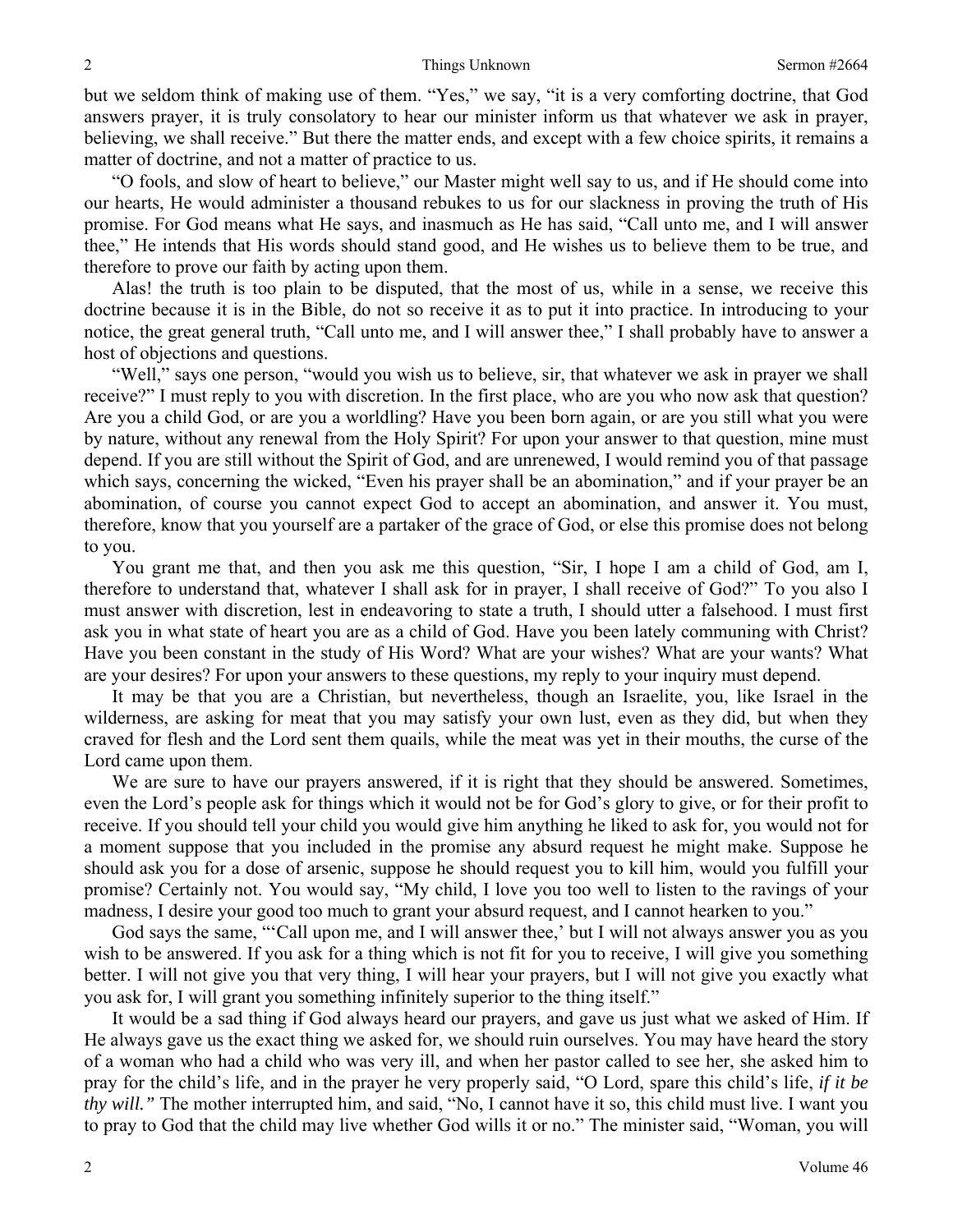but we seldom think of making use of them. "Yes," we say, "it is a very comforting doctrine, that God answers prayer, it is truly consolatory to hear our minister inform us that whatever we ask in prayer, believing, we shall receive." But there the matter ends, and except with a few choice spirits, it remains a matter of doctrine, and not a matter of practice to us.

"O fools, and slow of heart to believe," our Master might well say to us, and if He should come into our hearts, He would administer a thousand rebukes to us for our slackness in proving the truth of His promise. For God means what He says, and inasmuch as He has said, "Call unto me, and I will answer thee," He intends that His words should stand good, and He wishes us to believe them to be true, and therefore to prove our faith by acting upon them.

Alas! the truth is too plain to be disputed, that the most of us, while in a sense, we receive this doctrine because it is in the Bible, do not so receive it as to put it into practice. In introducing to your notice, the great general truth, "Call unto me, and I will answer thee," I shall probably have to answer a host of objections and questions.

"Well," says one person, "would you wish us to believe, sir, that whatever we ask in prayer we shall receive?" I must reply to you with discretion. In the first place, who are you who now ask that question? Are you a child God, or are you a worldling? Have you been born again, or are you still what you were by nature, without any renewal from the Holy Spirit? For upon your answer to that question, mine must depend. If you are still without the Spirit of God, and are unrenewed, I would remind you of that passage which says, concerning the wicked, "Even his prayer shall be an abomination," and if your prayer be an abomination, of course you cannot expect God to accept an abomination, and answer it. You must, therefore, know that you yourself are a partaker of the grace of God, or else this promise does not belong to you.

You grant me that, and then you ask me this question, "Sir, I hope I am a child of God, am I, therefore to understand that, whatever I shall ask for in prayer, I shall receive of God?" To you also I must answer with discretion, lest in endeavoring to state a truth, I should utter a falsehood. I must first ask you in what state of heart you are as a child of God. Have you been lately communing with Christ? Have you been constant in the study of His Word? What are your wishes? What are your wants? What are your desires? For upon your answers to these questions, my reply to your inquiry must depend.

It may be that you are a Christian, but nevertheless, though an Israelite, you, like Israel in the wilderness, are asking for meat that you may satisfy your own lust, even as they did, but when they craved for flesh and the Lord sent them quails, while the meat was yet in their mouths, the curse of the Lord came upon them.

We are sure to have our prayers answered, if it is right that they should be answered. Sometimes, even the Lord's people ask for things which it would not be for God's glory to give, or for their profit to receive. If you should tell your child you would give him anything he liked to ask for, you would not for a moment suppose that you included in the promise any absurd request he might make. Suppose he should ask you for a dose of arsenic, suppose he should request you to kill him, would you fulfill your promise? Certainly not. You would say, "My child, I love you too well to listen to the ravings of your madness, I desire your good too much to grant your absurd request, and I cannot hearken to you."

God says the same, "'Call upon me, and I will answer thee,' but I will not always answer you as you wish to be answered. If you ask for a thing which is not fit for you to receive, I will give you something better. I will not give you that very thing, I will hear your prayers, but I will not give you exactly what you ask for, I will grant you something infinitely superior to the thing itself."

It would be a sad thing if God always heard our prayers, and gave us just what we asked of Him. If He always gave us the exact thing we asked for, we should ruin ourselves. You may have heard the story of a woman who had a child who was very ill, and when her pastor called to see her, she asked him to pray for the child's life, and in the prayer he very properly said, "O Lord, spare this child's life, *if it be thy will."* The mother interrupted him, and said, "No, I cannot have it so, this child must live. I want you to pray to God that the child may live whether God wills it or no." The minister said, "Woman, you will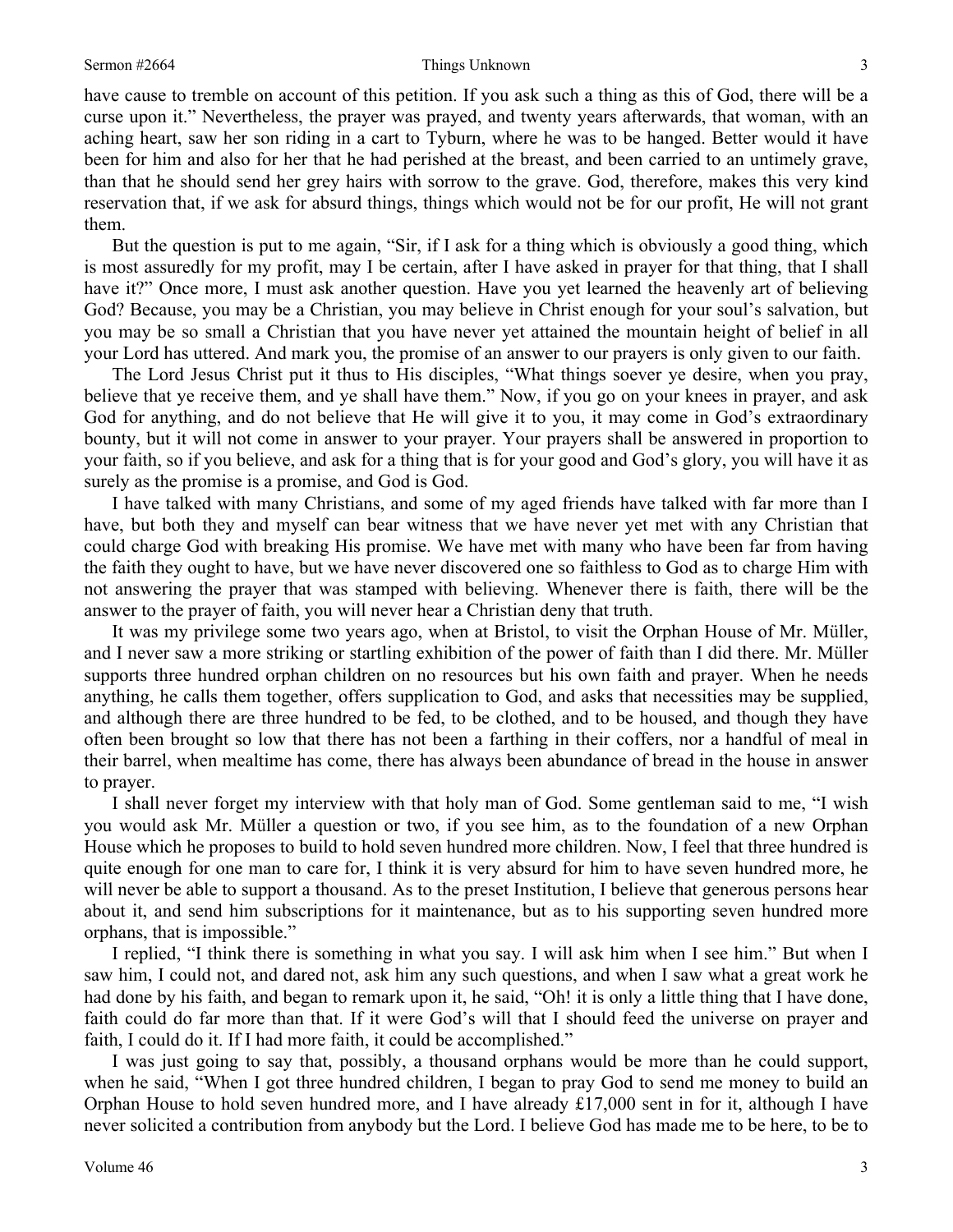have cause to tremble on account of this petition. If you ask such a thing as this of God, there will be a curse upon it." Nevertheless, the prayer was prayed, and twenty years afterwards, that woman, with an aching heart, saw her son riding in a cart to Tyburn, where he was to be hanged. Better would it have been for him and also for her that he had perished at the breast, and been carried to an untimely grave, than that he should send her grey hairs with sorrow to the grave. God, therefore, makes this very kind reservation that, if we ask for absurd things, things which would not be for our profit, He will not grant them.

But the question is put to me again, "Sir, if I ask for a thing which is obviously a good thing, which is most assuredly for my profit, may I be certain, after I have asked in prayer for that thing, that I shall have it?" Once more, I must ask another question. Have you yet learned the heavenly art of believing God? Because, you may be a Christian, you may believe in Christ enough for your soul's salvation, but you may be so small a Christian that you have never yet attained the mountain height of belief in all your Lord has uttered. And mark you, the promise of an answer to our prayers is only given to our faith.

The Lord Jesus Christ put it thus to His disciples, "What things soever ye desire, when you pray, believe that ye receive them, and ye shall have them." Now, if you go on your knees in prayer, and ask God for anything, and do not believe that He will give it to you, it may come in God's extraordinary bounty, but it will not come in answer to your prayer. Your prayers shall be answered in proportion to your faith, so if you believe, and ask for a thing that is for your good and God's glory, you will have it as surely as the promise is a promise, and God is God.

I have talked with many Christians, and some of my aged friends have talked with far more than I have, but both they and myself can bear witness that we have never yet met with any Christian that could charge God with breaking His promise. We have met with many who have been far from having the faith they ought to have, but we have never discovered one so faithless to God as to charge Him with not answering the prayer that was stamped with believing. Whenever there is faith, there will be the answer to the prayer of faith, you will never hear a Christian deny that truth.

It was my privilege some two years ago, when at Bristol, to visit the Orphan House of Mr. Müller, and I never saw a more striking or startling exhibition of the power of faith than I did there. Mr. Müller supports three hundred orphan children on no resources but his own faith and prayer. When he needs anything, he calls them together, offers supplication to God, and asks that necessities may be supplied, and although there are three hundred to be fed, to be clothed, and to be housed, and though they have often been brought so low that there has not been a farthing in their coffers, nor a handful of meal in their barrel, when mealtime has come, there has always been abundance of bread in the house in answer to prayer.

I shall never forget my interview with that holy man of God. Some gentleman said to me, "I wish you would ask Mr. Müller a question or two, if you see him, as to the foundation of a new Orphan House which he proposes to build to hold seven hundred more children. Now, I feel that three hundred is quite enough for one man to care for, I think it is very absurd for him to have seven hundred more, he will never be able to support a thousand. As to the preset Institution, I believe that generous persons hear about it, and send him subscriptions for it maintenance, but as to his supporting seven hundred more orphans, that is impossible."

I replied, "I think there is something in what you say. I will ask him when I see him." But when I saw him, I could not, and dared not, ask him any such questions, and when I saw what a great work he had done by his faith, and began to remark upon it, he said, "Oh! it is only a little thing that I have done, faith could do far more than that. If it were God's will that I should feed the universe on prayer and faith, I could do it. If I had more faith, it could be accomplished."

I was just going to say that, possibly, a thousand orphans would be more than he could support, when he said, "When I got three hundred children, I began to pray God to send me money to build an Orphan House to hold seven hundred more, and I have already £17,000 sent in for it, although I have never solicited a contribution from anybody but the Lord. I believe God has made me to be here, to be to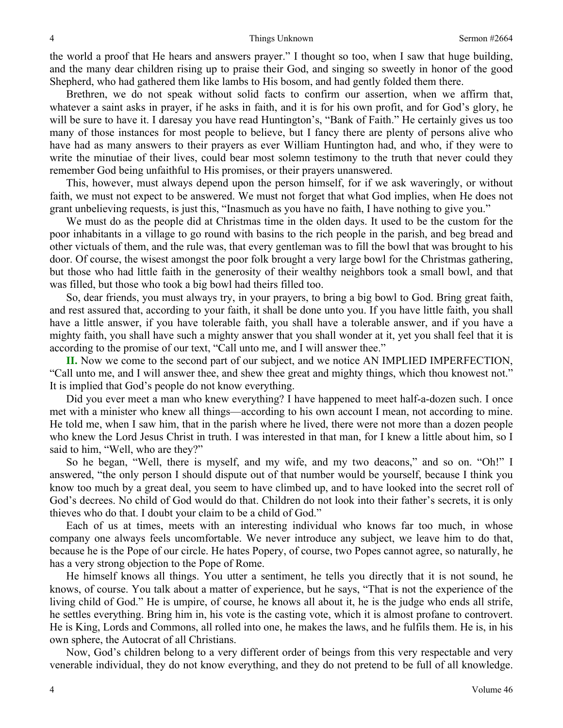the world a proof that He hears and answers prayer." I thought so too, when I saw that huge building, and the many dear children rising up to praise their God, and singing so sweetly in honor of the good Shepherd, who had gathered them like lambs to His bosom, and had gently folded them there.

Brethren, we do not speak without solid facts to confirm our assertion, when we affirm that, whatever a saint asks in prayer, if he asks in faith, and it is for his own profit, and for God's glory, he will be sure to have it. I daresay you have read Huntington's, "Bank of Faith." He certainly gives us too many of those instances for most people to believe, but I fancy there are plenty of persons alive who have had as many answers to their prayers as ever William Huntington had, and who, if they were to write the minutiae of their lives, could bear most solemn testimony to the truth that never could they remember God being unfaithful to His promises, or their prayers unanswered.

This, however, must always depend upon the person himself, for if we ask waveringly, or without faith, we must not expect to be answered. We must not forget that what God implies, when He does not grant unbelieving requests, is just this, "Inasmuch as you have no faith, I have nothing to give you."

We must do as the people did at Christmas time in the olden days. It used to be the custom for the poor inhabitants in a village to go round with basins to the rich people in the parish, and beg bread and other victuals of them, and the rule was, that every gentleman was to fill the bowl that was brought to his door. Of course, the wisest amongst the poor folk brought a very large bowl for the Christmas gathering, but those who had little faith in the generosity of their wealthy neighbors took a small bowl, and that was filled, but those who took a big bowl had theirs filled too.

So, dear friends, you must always try, in your prayers, to bring a big bowl to God. Bring great faith, and rest assured that, according to your faith, it shall be done unto you. If you have little faith, you shall have a little answer, if you have tolerable faith, you shall have a tolerable answer, and if you have a mighty faith, you shall have such a mighty answer that you shall wonder at it, yet you shall feel that it is according to the promise of our text, "Call unto me, and I will answer thee."

**II.** Now we come to the second part of our subject, and we notice AN IMPLIED IMPERFECTION, "Call unto me, and I will answer thee, and shew thee great and mighty things, which thou knowest not." It is implied that God's people do not know everything.

Did you ever meet a man who knew everything? I have happened to meet half-a-dozen such. I once met with a minister who knew all things—according to his own account I mean, not according to mine. He told me, when I saw him, that in the parish where he lived, there were not more than a dozen people who knew the Lord Jesus Christ in truth. I was interested in that man, for I knew a little about him, so I said to him, "Well, who are they?"

So he began, "Well, there is myself, and my wife, and my two deacons," and so on. "Oh!" I answered, "the only person I should dispute out of that number would be yourself, because I think you know too much by a great deal, you seem to have climbed up, and to have looked into the secret roll of God's decrees. No child of God would do that. Children do not look into their father's secrets, it is only thieves who do that. I doubt your claim to be a child of God."

Each of us at times, meets with an interesting individual who knows far too much, in whose company one always feels uncomfortable. We never introduce any subject, we leave him to do that, because he is the Pope of our circle. He hates Popery, of course, two Popes cannot agree, so naturally, he has a very strong objection to the Pope of Rome.

He himself knows all things. You utter a sentiment, he tells you directly that it is not sound, he knows, of course. You talk about a matter of experience, but he says, "That is not the experience of the living child of God." He is umpire, of course, he knows all about it, he is the judge who ends all strife, he settles everything. Bring him in, his vote is the casting vote, which it is almost profane to controvert. He is King, Lords and Commons, all rolled into one, he makes the laws, and he fulfils them. He is, in his own sphere, the Autocrat of all Christians.

Now, God's children belong to a very different order of beings from this very respectable and very venerable individual, they do not know everything, and they do not pretend to be full of all knowledge.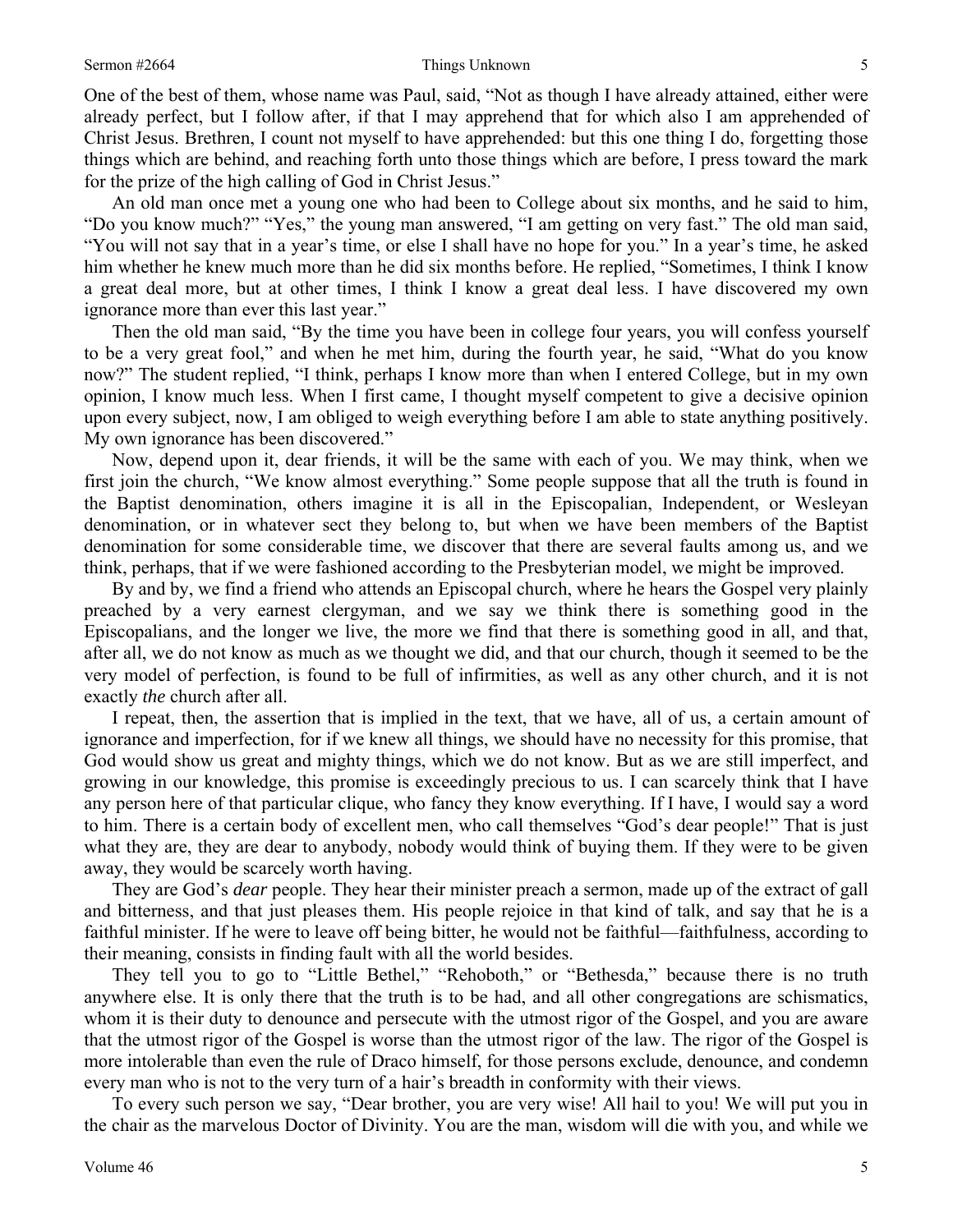One of the best of them, whose name was Paul, said, "Not as though I have already attained, either were already perfect, but I follow after, if that I may apprehend that for which also I am apprehended of Christ Jesus. Brethren, I count not myself to have apprehended: but this one thing I do, forgetting those things which are behind, and reaching forth unto those things which are before, I press toward the mark for the prize of the high calling of God in Christ Jesus."

An old man once met a young one who had been to College about six months, and he said to him, "Do you know much?" "Yes," the young man answered, "I am getting on very fast." The old man said, "You will not say that in a year's time, or else I shall have no hope for you." In a year's time, he asked him whether he knew much more than he did six months before. He replied, "Sometimes, I think I know a great deal more, but at other times, I think I know a great deal less. I have discovered my own ignorance more than ever this last year."

Then the old man said, "By the time you have been in college four years, you will confess yourself to be a very great fool," and when he met him, during the fourth year, he said, "What do you know now?" The student replied, "I think, perhaps I know more than when I entered College, but in my own opinion, I know much less. When I first came, I thought myself competent to give a decisive opinion upon every subject, now, I am obliged to weigh everything before I am able to state anything positively. My own ignorance has been discovered."

Now, depend upon it, dear friends, it will be the same with each of you. We may think, when we first join the church, "We know almost everything." Some people suppose that all the truth is found in the Baptist denomination, others imagine it is all in the Episcopalian, Independent, or Wesleyan denomination, or in whatever sect they belong to, but when we have been members of the Baptist denomination for some considerable time, we discover that there are several faults among us, and we think, perhaps, that if we were fashioned according to the Presbyterian model, we might be improved.

By and by, we find a friend who attends an Episcopal church, where he hears the Gospel very plainly preached by a very earnest clergyman, and we say we think there is something good in the Episcopalians, and the longer we live, the more we find that there is something good in all, and that, after all, we do not know as much as we thought we did, and that our church, though it seemed to be the very model of perfection, is found to be full of infirmities, as well as any other church, and it is not exactly *the* church after all.

I repeat, then, the assertion that is implied in the text, that we have, all of us, a certain amount of ignorance and imperfection, for if we knew all things, we should have no necessity for this promise, that God would show us great and mighty things, which we do not know. But as we are still imperfect, and growing in our knowledge, this promise is exceedingly precious to us. I can scarcely think that I have any person here of that particular clique, who fancy they know everything. If I have, I would say a word to him. There is a certain body of excellent men, who call themselves "God's dear people!" That is just what they are, they are dear to anybody, nobody would think of buying them. If they were to be given away, they would be scarcely worth having.

They are God's *dear* people. They hear their minister preach a sermon, made up of the extract of gall and bitterness, and that just pleases them. His people rejoice in that kind of talk, and say that he is a faithful minister. If he were to leave off being bitter, he would not be faithful—faithfulness, according to their meaning, consists in finding fault with all the world besides.

They tell you to go to "Little Bethel," "Rehoboth," or "Bethesda," because there is no truth anywhere else. It is only there that the truth is to be had, and all other congregations are schismatics, whom it is their duty to denounce and persecute with the utmost rigor of the Gospel, and you are aware that the utmost rigor of the Gospel is worse than the utmost rigor of the law. The rigor of the Gospel is more intolerable than even the rule of Draco himself, for those persons exclude, denounce, and condemn every man who is not to the very turn of a hair's breadth in conformity with their views.

To every such person we say, "Dear brother, you are very wise! All hail to you! We will put you in the chair as the marvelous Doctor of Divinity. You are the man, wisdom will die with you, and while we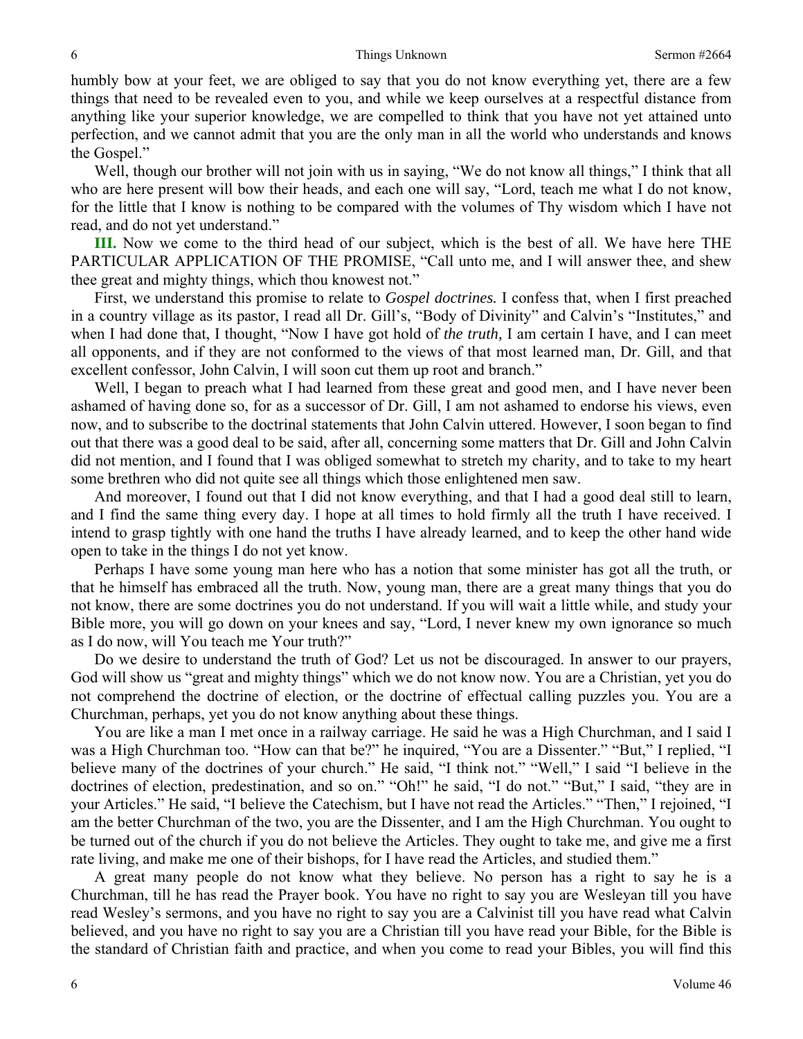humbly bow at your feet, we are obliged to say that you do not know everything yet, there are a few things that need to be revealed even to you, and while we keep ourselves at a respectful distance from anything like your superior knowledge, we are compelled to think that you have not yet attained unto perfection, and we cannot admit that you are the only man in all the world who understands and knows the Gospel."

Well, though our brother will not join with us in saying, "We do not know all things," I think that all who are here present will bow their heads, and each one will say, "Lord, teach me what I do not know, for the little that I know is nothing to be compared with the volumes of Thy wisdom which I have not read, and do not yet understand."

**III.** Now we come to the third head of our subject, which is the best of all. We have here THE PARTICULAR APPLICATION OF THE PROMISE, "Call unto me, and I will answer thee, and shew thee great and mighty things, which thou knowest not."

First, we understand this promise to relate to *Gospel doctrines.* I confess that, when I first preached in a country village as its pastor, I read all Dr. Gill's, "Body of Divinity" and Calvin's "Institutes," and when I had done that, I thought, "Now I have got hold of *the truth,* I am certain I have, and I can meet all opponents, and if they are not conformed to the views of that most learned man, Dr. Gill, and that excellent confessor, John Calvin, I will soon cut them up root and branch."

Well, I began to preach what I had learned from these great and good men, and I have never been ashamed of having done so, for as a successor of Dr. Gill, I am not ashamed to endorse his views, even now, and to subscribe to the doctrinal statements that John Calvin uttered. However, I soon began to find out that there was a good deal to be said, after all, concerning some matters that Dr. Gill and John Calvin did not mention, and I found that I was obliged somewhat to stretch my charity, and to take to my heart some brethren who did not quite see all things which those enlightened men saw.

And moreover, I found out that I did not know everything, and that I had a good deal still to learn, and I find the same thing every day. I hope at all times to hold firmly all the truth I have received. I intend to grasp tightly with one hand the truths I have already learned, and to keep the other hand wide open to take in the things I do not yet know.

Perhaps I have some young man here who has a notion that some minister has got all the truth, or that he himself has embraced all the truth. Now, young man, there are a great many things that you do not know, there are some doctrines you do not understand. If you will wait a little while, and study your Bible more, you will go down on your knees and say, "Lord, I never knew my own ignorance so much as I do now, will You teach me Your truth?"

Do we desire to understand the truth of God? Let us not be discouraged. In answer to our prayers, God will show us "great and mighty things" which we do not know now. You are a Christian, yet you do not comprehend the doctrine of election, or the doctrine of effectual calling puzzles you. You are a Churchman, perhaps, yet you do not know anything about these things.

You are like a man I met once in a railway carriage. He said he was a High Churchman, and I said I was a High Churchman too. "How can that be?" he inquired, "You are a Dissenter." "But," I replied, "I believe many of the doctrines of your church." He said, "I think not." "Well," I said "I believe in the doctrines of election, predestination, and so on." "Oh!" he said, "I do not." "But," I said, "they are in your Articles." He said, "I believe the Catechism, but I have not read the Articles." "Then," I rejoined, "I am the better Churchman of the two, you are the Dissenter, and I am the High Churchman. You ought to be turned out of the church if you do not believe the Articles. They ought to take me, and give me a first rate living, and make me one of their bishops, for I have read the Articles, and studied them."

A great many people do not know what they believe. No person has a right to say he is a Churchman, till he has read the Prayer book. You have no right to say you are Wesleyan till you have read Wesley's sermons, and you have no right to say you are a Calvinist till you have read what Calvin believed, and you have no right to say you are a Christian till you have read your Bible, for the Bible is the standard of Christian faith and practice, and when you come to read your Bibles, you will find this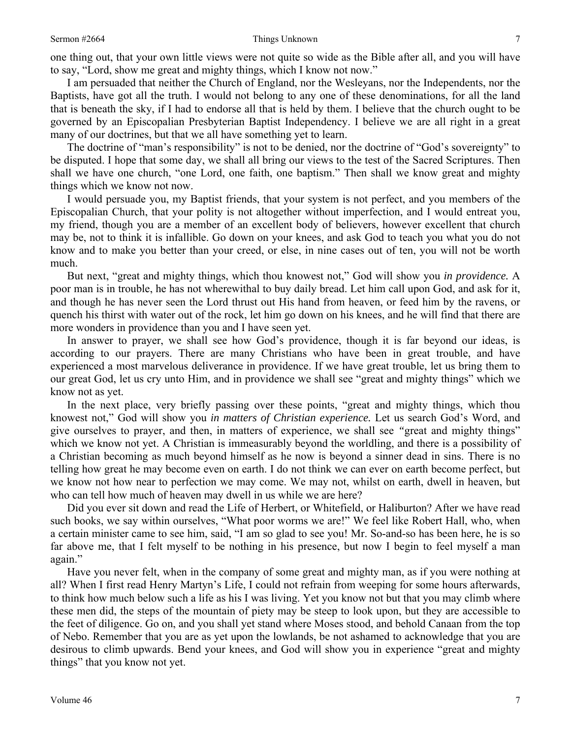one thing out, that your own little views were not quite so wide as the Bible after all, and you will have to say, "Lord, show me great and mighty things, which I know not now."

I am persuaded that neither the Church of England, nor the Wesleyans, nor the Independents, nor the Baptists, have got all the truth. I would not belong to any one of these denominations, for all the land that is beneath the sky, if I had to endorse all that is held by them. I believe that the church ought to be governed by an Episcopalian Presbyterian Baptist Independency. I believe we are all right in a great many of our doctrines, but that we all have something yet to learn.

The doctrine of "man's responsibility" is not to be denied, nor the doctrine of "God's sovereignty" to be disputed. I hope that some day, we shall all bring our views to the test of the Sacred Scriptures. Then shall we have one church, "one Lord, one faith, one baptism." Then shall we know great and mighty things which we know not now.

I would persuade you, my Baptist friends, that your system is not perfect, and you members of the Episcopalian Church, that your polity is not altogether without imperfection, and I would entreat you, my friend, though you are a member of an excellent body of believers, however excellent that church may be, not to think it is infallible. Go down on your knees, and ask God to teach you what you do not know and to make you better than your creed, or else, in nine cases out of ten, you will not be worth much.

But next, "great and mighty things, which thou knowest not," God will show you *in providence.* A poor man is in trouble, he has not wherewithal to buy daily bread. Let him call upon God, and ask for it, and though he has never seen the Lord thrust out His hand from heaven, or feed him by the ravens, or quench his thirst with water out of the rock, let him go down on his knees, and he will find that there are more wonders in providence than you and I have seen yet.

In answer to prayer, we shall see how God's providence, though it is far beyond our ideas, is according to our prayers. There are many Christians who have been in great trouble, and have experienced a most marvelous deliverance in providence. If we have great trouble, let us bring them to our great God, let us cry unto Him, and in providence we shall see "great and mighty things" which we know not as yet.

In the next place, very briefly passing over these points, "great and mighty things, which thou knowest not," God will show you *in matters of Christian experience.* Let us search God's Word, and give ourselves to prayer, and then, in matters of experience, we shall see "great and mighty things" which we know not yet. A Christian is immeasurably beyond the worldling, and there is a possibility of a Christian becoming as much beyond himself as he now is beyond a sinner dead in sins. There is no telling how great he may become even on earth. I do not think we can ever on earth become perfect, but we know not how near to perfection we may come. We may not, whilst on earth, dwell in heaven, but who can tell how much of heaven may dwell in us while we are here?

Did you ever sit down and read the Life of Herbert, or Whitefield, or Haliburton? After we have read such books, we say within ourselves, "What poor worms we are!" We feel like Robert Hall, who, when a certain minister came to see him, said, "I am so glad to see you! Mr. So-and-so has been here, he is so far above me, that I felt myself to be nothing in his presence, but now I begin to feel myself a man again."

Have you never felt, when in the company of some great and mighty man, as if you were nothing at all? When I first read Henry Martyn's Life, I could not refrain from weeping for some hours afterwards, to think how much below such a life as his I was living. Yet you know not but that you may climb where these men did, the steps of the mountain of piety may be steep to look upon, but they are accessible to the feet of diligence. Go on, and you shall yet stand where Moses stood, and behold Canaan from the top of Nebo. Remember that you are as yet upon the lowlands, be not ashamed to acknowledge that you are desirous to climb upwards. Bend your knees, and God will show you in experience "great and mighty things" that you know not yet.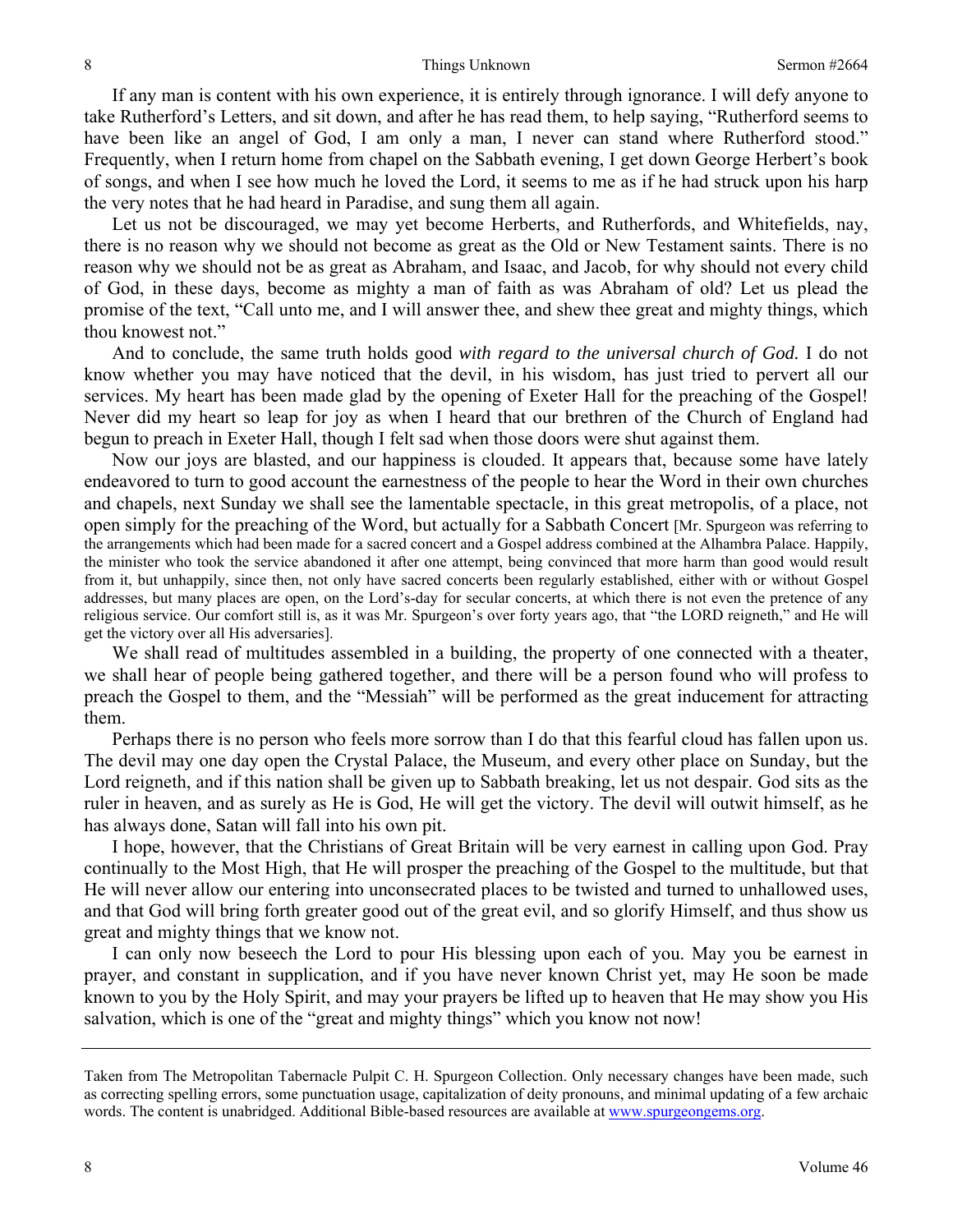If any man is content with his own experience, it is entirely through ignorance. I will defy anyone to take Rutherford's Letters, and sit down, and after he has read them, to help saying, "Rutherford seems to have been like an angel of God, I am only a man, I never can stand where Rutherford stood." Frequently, when I return home from chapel on the Sabbath evening, I get down George Herbert's book of songs, and when I see how much he loved the Lord, it seems to me as if he had struck upon his harp the very notes that he had heard in Paradise, and sung them all again.

Let us not be discouraged, we may yet become Herberts, and Rutherfords, and Whitefields, nay, there is no reason why we should not become as great as the Old or New Testament saints. There is no reason why we should not be as great as Abraham, and Isaac, and Jacob, for why should not every child of God, in these days, become as mighty a man of faith as was Abraham of old? Let us plead the promise of the text, "Call unto me, and I will answer thee, and shew thee great and mighty things, which thou knowest not."

And to conclude, the same truth holds good *with regard to the universal church of God.* I do not know whether you may have noticed that the devil, in his wisdom, has just tried to pervert all our services. My heart has been made glad by the opening of Exeter Hall for the preaching of the Gospel! Never did my heart so leap for joy as when I heard that our brethren of the Church of England had begun to preach in Exeter Hall, though I felt sad when those doors were shut against them.

Now our joys are blasted, and our happiness is clouded. It appears that, because some have lately endeavored to turn to good account the earnestness of the people to hear the Word in their own churches and chapels, next Sunday we shall see the lamentable spectacle, in this great metropolis, of a place, not open simply for the preaching of the Word, but actually for a Sabbath Concert [Mr. Spurgeon was referring to the arrangements which had been made for a sacred concert and a Gospel address combined at the Alhambra Palace. Happily, the minister who took the service abandoned it after one attempt, being convinced that more harm than good would result from it, but unhappily, since then, not only have sacred concerts been regularly established, either with or without Gospel addresses, but many places are open, on the Lord's-day for secular concerts, at which there is not even the pretence of any religious service. Our comfort still is, as it was Mr. Spurgeon's over forty years ago, that "the LORD reigneth," and He will get the victory over all His adversaries].

We shall read of multitudes assembled in a building, the property of one connected with a theater, we shall hear of people being gathered together, and there will be a person found who will profess to preach the Gospel to them, and the "Messiah" will be performed as the great inducement for attracting them.

Perhaps there is no person who feels more sorrow than I do that this fearful cloud has fallen upon us. The devil may one day open the Crystal Palace, the Museum, and every other place on Sunday, but the Lord reigneth, and if this nation shall be given up to Sabbath breaking, let us not despair. God sits as the ruler in heaven, and as surely as He is God, He will get the victory. The devil will outwit himself, as he has always done, Satan will fall into his own pit.

I hope, however, that the Christians of Great Britain will be very earnest in calling upon God. Pray continually to the Most High, that He will prosper the preaching of the Gospel to the multitude, but that He will never allow our entering into unconsecrated places to be twisted and turned to unhallowed uses, and that God will bring forth greater good out of the great evil, and so glorify Himself, and thus show us great and mighty things that we know not.

I can only now beseech the Lord to pour His blessing upon each of you. May you be earnest in prayer, and constant in supplication, and if you have never known Christ yet, may He soon be made known to you by the Holy Spirit, and may your prayers be lifted up to heaven that He may show you His salvation, which is one of the "great and mighty things" which you know not now!

---

Taken from The Metropolitan Tabernacle Pulpit C. H. Spurgeon Collection. Only necessary changes have been made, such as correcting spelling errors, some punctuation usage, capitalization of deity pronouns, and minimal updating of a few archaic words. The content is unabridged. Additional Bible-based resources are available at www.spurgeongems.org.